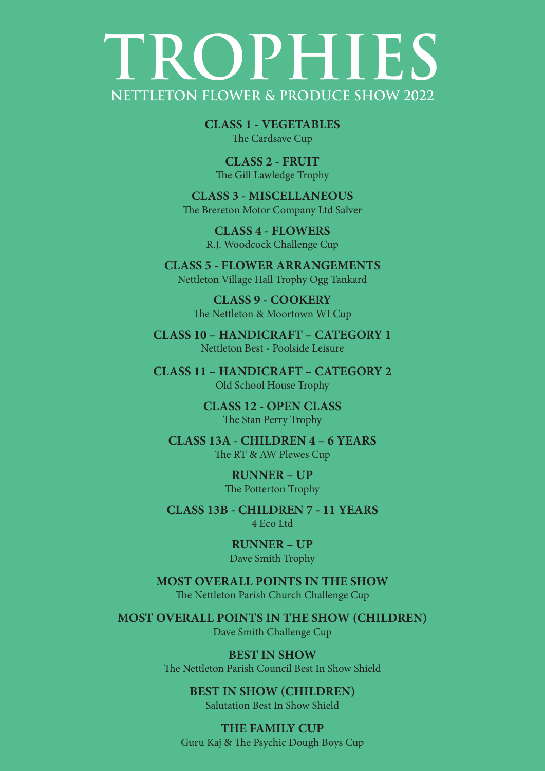# TROPHIES

## NETTLETON FLOWER & PRODUCE SHOW 2022

**CLASS 1 - VEGETABLES**
The Cardsave Cup

**CLASS 2 - FRUIT**
The Gill Lawledge Trophy

**CLASS 3 - MISCELLANEOUS**
The Brereton Motor Company Ltd Salver

**CLASS 4 - FLOWERS**
R.J. Woodcock Challenge Cup

**CLASS 5 - FLOWER ARRANGEMENTS**
Nettleton Village Hall Trophy Ogg Tankard

**CLASS 9 - COOKERY**
The Nettleton & Moortown WI Cup

**CLASS 10 – HANDICRAFT – CATEGORY 1**
Nettleton Best - Poolside Leisure

**CLASS 11 – HANDICRAFT – CATEGORY 2**
Old School House Trophy

**CLASS 12 - OPEN CLASS**
The Stan Perry Trophy

**CLASS 13A - CHILDREN 4 – 6 YEARS**
The RT & AW Plewes Cup

**RUNNER – UP**
The Potterton Trophy

**CLASS 13B - CHILDREN 7 - 11 YEARS**
4 Eco Ltd

**RUNNER – UP**
Dave Smith Trophy

**MOST OVERALL POINTS IN THE SHOW**
The Nettleton Parish Church Challenge Cup

**MOST OVERALL POINTS IN THE SHOW (CHILDREN)**
Dave Smith Challenge Cup

**BEST IN SHOW**
The Nettleton Parish Council Best In Show Shield

**BEST IN SHOW (CHILDREN)**
Salutation Best In Show Shield

**THE FAMILY CUP**
Guru Kaj & The Psychic Dough Boys Cup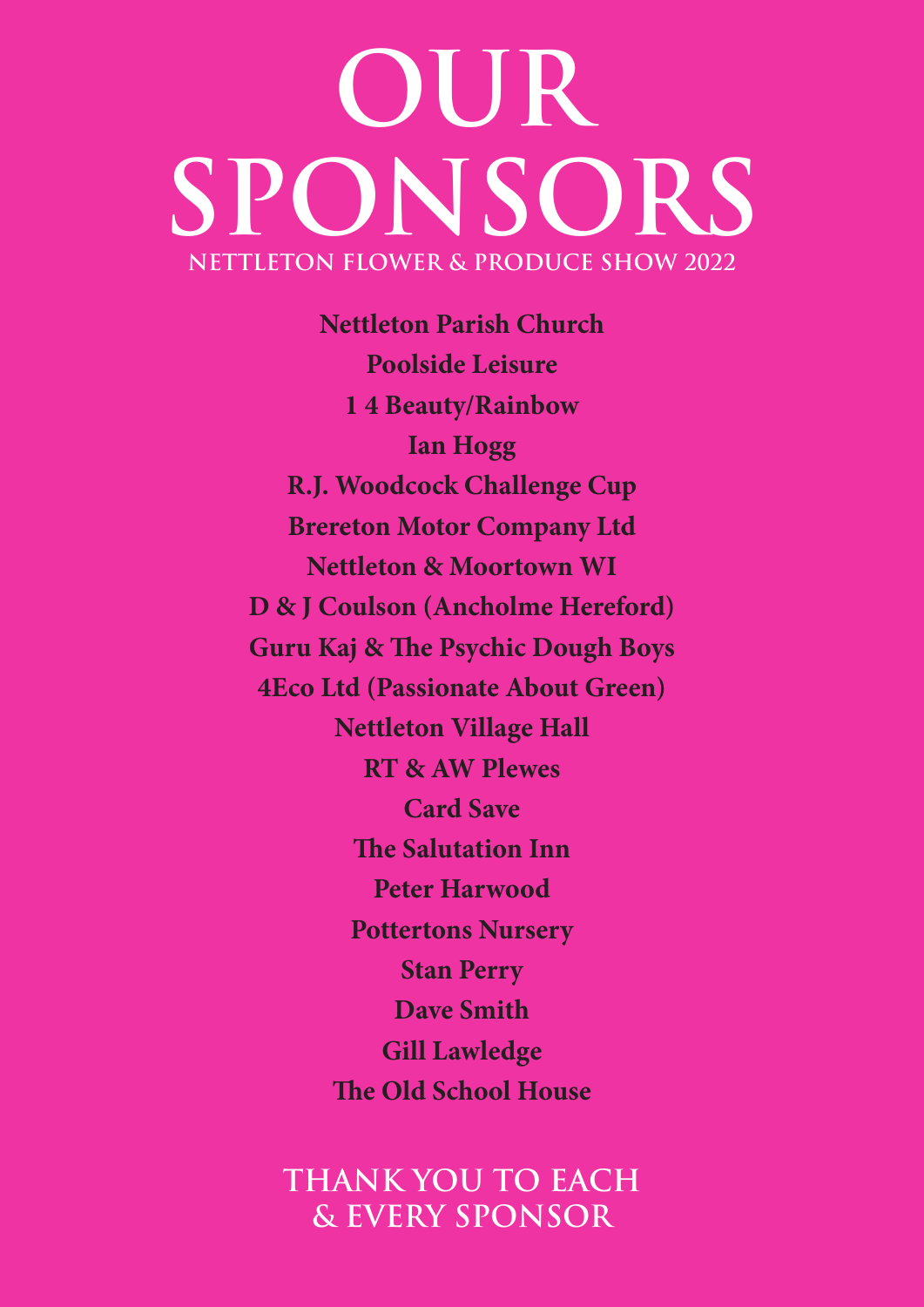# OUR SPONSORS

## NETTLETON FLOWER & PRODUCE SHOW 2022

**Nettleton Parish Church**

**Poolside Leisure**

**1 4 Beauty/Rainbow**

**Ian Hogg**

**R.J. Woodcock Challenge Cup**

**Brereton Motor Company Ltd**

**Nettleton & Moortown WI**

**D & J Coulson (Ancholme Hereford)**

**Guru Kaj & The Psychic Dough Boys**

**4Eco Ltd (Passionate About Green)**

**Nettleton Village Hall**

**RT & AW Plewes**

**Card Save**

**The Salutation Inn**

**Peter Harwood**

**Pottertons Nursery**

**Stan Perry**

**Dave Smith**

**Gill Lawledge**

**The Old School House**

THANK YOU TO EACH & EVERY SPONSOR